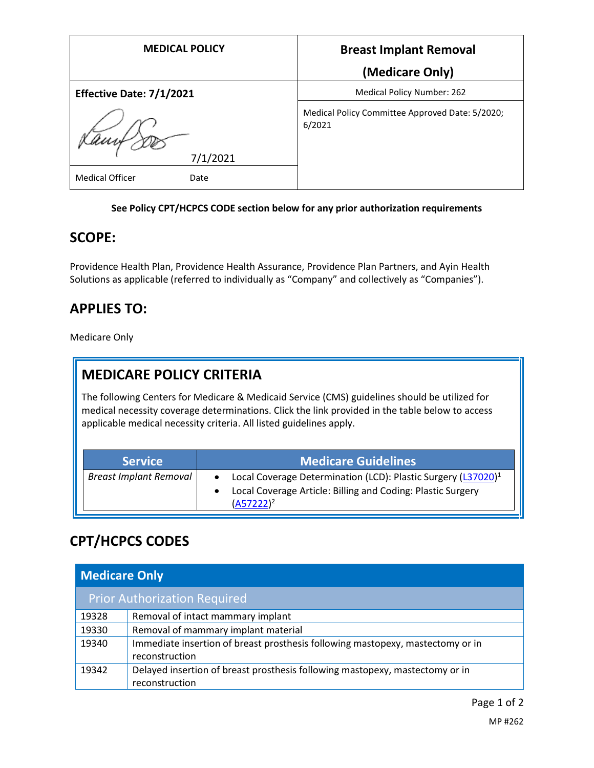| MEDICAL POLICY | Breast Implant Removal (Medicare Only) |
|---|---|
| **Effective Date: 7/1/2021** | Medical Policy Number: 262 |
| 7/1/2021 | Medical Policy Committee Approved Date: 5/2020; 6/2021 |
| Medical Officer Date | |

**See Policy CPT/HCPCS CODE section below for any prior authorization requirements**

## SCOPE:

Providence Health Plan, Providence Health Assurance, Providence Plan Partners, and Ayin Health Solutions as applicable (referred to individually as "Company" and collectively as "Companies").

## APPLIES TO:

Medicare Only

## MEDICARE POLICY CRITERIA

The following Centers for Medicare & Medicaid Service (CMS) guidelines should be utilized for medical necessity coverage determinations. Click the link provided in the table below to access applicable medical necessity criteria. All listed guidelines apply.

| Service | Medicare Guidelines |
|---|---|
| *Breast Implant Removal* | • Local Coverage Determination (LCD): Plastic Surgery (L37020)[1]<br>• Local Coverage Article: Billing and Coding: Plastic Surgery (A57222)[2] |

## CPT/HCPCS CODES

| Medicare Only | |
|---|---|
| **Prior Authorization Required** | |
| 19328 | Removal of intact mammary implant |
| 19330 | Removal of mammary implant material |
| 19340 | Immediate insertion of breast prosthesis following mastopexy, mastectomy or in reconstruction |
| 19342 | Delayed insertion of breast prosthesis following mastopexy, mastectomy or in reconstruction |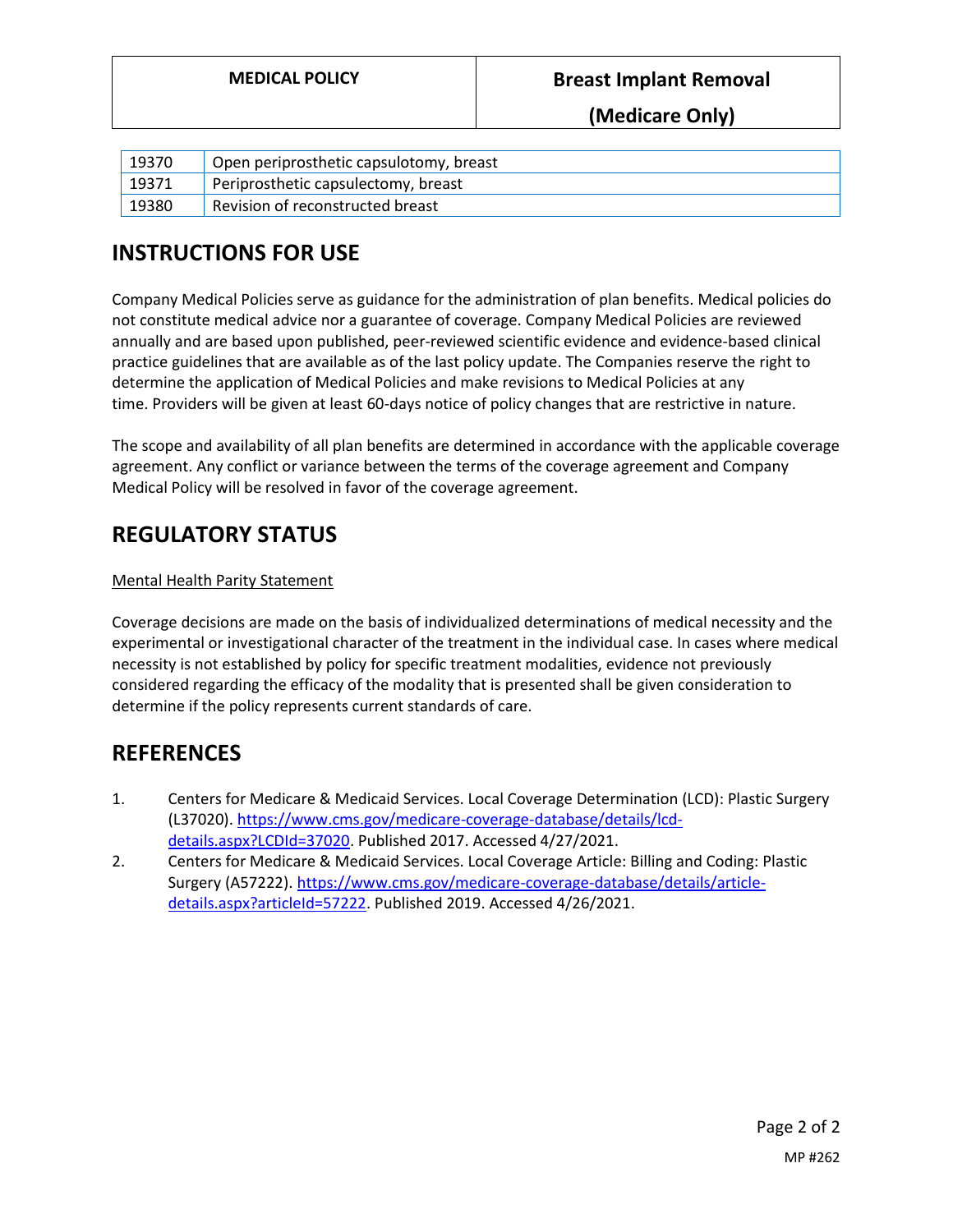| | |
|---|---|
| 19370 | Open periprosthetic capsulotomy, breast |
| 19371 | Periprosthetic capsulectomy, breast |
| 19380 | Revision of reconstructed breast |

## INSTRUCTIONS FOR USE

Company Medical Policies serve as guidance for the administration of plan benefits. Medical policies do not constitute medical advice nor a guarantee of coverage. Company Medical Policies are reviewed annually and are based upon published, peer-reviewed scientific evidence and evidence-based clinical practice guidelines that are available as of the last policy update. The Companies reserve the right to determine the application of Medical Policies and make revisions to Medical Policies at any time. Providers will be given at least 60-days notice of policy changes that are restrictive in nature.

The scope and availability of all plan benefits are determined in accordance with the applicable coverage agreement. Any conflict or variance between the terms of the coverage agreement and Company Medical Policy will be resolved in favor of the coverage agreement.

## REGULATORY STATUS

Mental Health Parity Statement

Coverage decisions are made on the basis of individualized determinations of medical necessity and the experimental or investigational character of the treatment in the individual case. In cases where medical necessity is not established by policy for specific treatment modalities, evidence not previously considered regarding the efficacy of the modality that is presented shall be given consideration to determine if the policy represents current standards of care.

## REFERENCES

1. Centers for Medicare & Medicaid Services. Local Coverage Determination (LCD): Plastic Surgery (L37020). https://www.cms.gov/medicare-coverage-database/details/lcd-details.aspx?LCDId=37020. Published 2017. Accessed 4/27/2021.
2. Centers for Medicare & Medicaid Services. Local Coverage Article: Billing and Coding: Plastic Surgery (A57222). https://www.cms.gov/medicare-coverage-database/details/article-details.aspx?articleId=57222. Published 2019. Accessed 4/26/2021.

MP #262